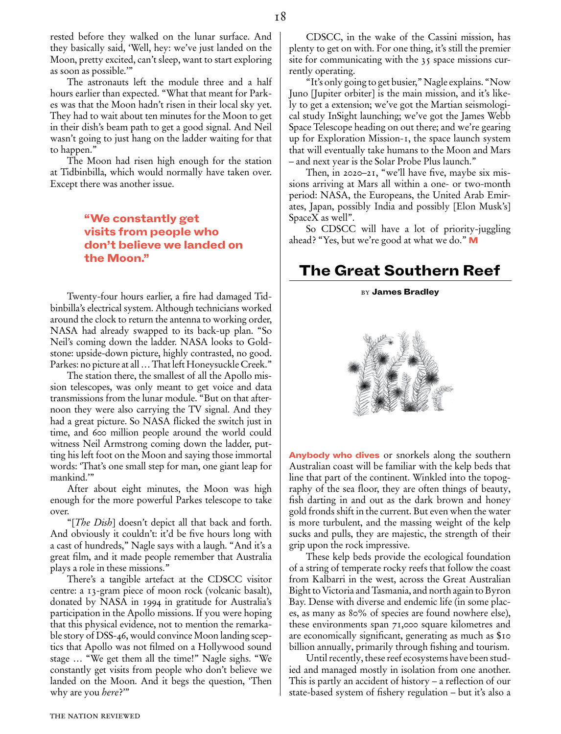rested before they walked on the lunar surface. And they basically said, 'Well, hey: we've just landed on the Moon, pretty excited, can't sleep, want to start exploring as soon as possible.'"

The astronauts left the module three and a half hours earlier than expected. "What that meant for Parkes was that the Moon hadn't risen in their local sky yet. They had to wait about ten minutes for the Moon to get in their dish's beam path to get a good signal. And Neil wasn't going to just hang on the ladder waiting for that to happen."

The Moon had risen high enough for the station at Tidbinbilla, which would normally have taken over. Except there was another issue.

> **"We constantly get visits from people who don't believe we landed on the Moon."**

Twenty-four hours earlier, a fire had damaged Tidbinbilla's electrical system. Although technicians worked around the clock to return the antenna to working order, NASA had already swapped to its back-up plan. "So Neil's coming down the ladder. NASA looks to Goldstone: upside-down picture, highly contrasted, no good. Parkes: no picture at all … That left Honeysuckle Creek."

The station there, the smallest of all the Apollo mission telescopes, was only meant to get voice and data transmissions from the lunar module. "But on that afternoon they were also carrying the TV signal. And they had a great picture. So NASA flicked the switch just in time, and 600 million people around the world could witness Neil Armstrong coming down the ladder, putting his left foot on the Moon and saying those immortal words: 'That's one small step for man, one giant leap for mankind.'"

After about eight minutes, the Moon was high enough for the more powerful Parkes telescope to take over.

"[*The Dish*] doesn't depict all that back and forth. And obviously it couldn't: it'd be five hours long with a cast of hundreds," Nagle says with a laugh. "And it's a great film, and it made people remember that Australia plays a role in these missions."

There's a tangible artefact at the CDSCC visitor centre: a 13-gram piece of moon rock (volcanic basalt), donated by NASA in 1994 in gratitude for Australia's participation in the Apollo missions. If you were hoping that this physical evidence, not to mention the remarkable story of DSS-46, would convince Moon landing sceptics that Apollo was not filmed on a Hollywood sound stage … "We get them all the time!" Nagle sighs. "We constantly get visits from people who don't believe we landed on the Moon. And it begs the question, 'Then why are you *here*?'"

CDSCC, in the wake of the Cassini mission, has plenty to get on with. For one thing, it's still the premier site for communicating with the 35 space missions currently operating.

"It's only going to get busier," Nagle explains. "Now Juno [Jupiter orbiter] is the main mission, and it's likely to get a extension; we've got the Martian seismological study InSight launching; we've got the James Webb Space Telescope heading on out there; and we're gearing up for Exploration Mission-1, the space launch system that will eventually take humans to the Moon and Mars – and next year is the Solar Probe Plus launch."

Then, in 2020–21, "we'll have five, maybe six missions arriving at Mars all within a one- or two-month period: NASA, the Europeans, the United Arab Emirates, Japan, possibly India and possibly [Elon Musk's] SpaceX as well".

So CDSCC will have a lot of priority-juggling ahead? "Yes, but we're good at what we do." **M**

## The Great Southern Reef

BY **James Bradley**

**Anybody who dives** or snorkels along the southern Australian coast will be familiar with the kelp beds that line that part of the continent. Winkled into the topography of the sea floor, they are often things of beauty, fish darting in and out as the dark brown and honey gold fronds shift in the current. But even when the water is more turbulent, and the massing weight of the kelp sucks and pulls, they are majestic, the strength of their grip upon the rock impressive.

These kelp beds provide the ecological foundation of a string of temperate rocky reefs that follow the coast from Kalbarri in the west, across the Great Australian Bight to Victoria and Tasmania, and north again to Byron Bay. Dense with diverse and endemic life (in some places, as many as 80% of species are found nowhere else), these environments span 71,000 square kilometres and are economically significant, generating as much as $10 billion annually, primarily through fishing and tourism.

Until recently, these reef ecosystems have been studied and managed mostly in isolation from one another. This is partly an accident of history – a reflection of our state-based system of fishery regulation – but it's also a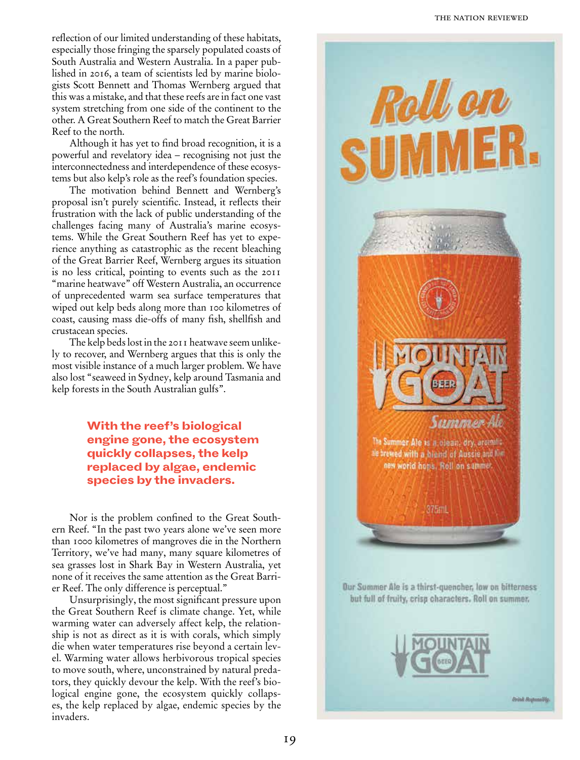reflection of our limited understanding of these habitats, especially those fringing the sparsely populated coasts of South Australia and Western Australia. In a paper published in 2016, a team of scientists led by marine biologists Scott Bennett and Thomas Wernberg argued that this was a mistake, and that these reefs are in fact one vast system stretching from one side of the continent to the other. A Great Southern Reef to match the Great Barrier Reef to the north.

Although it has yet to find broad recognition, it is a powerful and revelatory idea – recognising not just the interconnectedness and interdependence of these ecosystems but also kelp's role as the reef's foundation species.

The motivation behind Bennett and Wernberg's proposal isn't purely scientific. Instead, it reflects their frustration with the lack of public understanding of the challenges facing many of Australia's marine ecosystems. While the Great Southern Reef has yet to experience anything as catastrophic as the recent bleaching of the Great Barrier Reef, Wernberg argues its situation is no less critical, pointing to events such as the 2011 "marine heatwave" off Western Australia, an occurrence of unprecedented warm sea surface temperatures that wiped out kelp beds along more than 100 kilometres of coast, causing mass die-offs of many fish, shellfish and crustacean species.

The kelp beds lost in the 2011 heatwave seem unlikely to recover, and Wernberg argues that this is only the most visible instance of a much larger problem. We have also lost "seaweed in Sydney, kelp around Tasmania and kelp forests in the South Australian gulfs".

**With the reef's biological engine gone, the ecosystem quickly collapses, the kelp replaced by algae, endemic species by the invaders.**

Nor is the problem confined to the Great Southern Reef. "In the past two years alone we've seen more than 1000 kilometres of mangroves die in the Northern Territory, we've had many, many square kilometres of sea grasses lost in Shark Bay in Western Australia, yet none of it receives the same attention as the Great Barrier Reef. The only difference is perceptual."

Unsurprisingly, the most significant pressure upon the Great Southern Reef is climate change. Yet, while warming water can adversely affect kelp, the relationship is not as direct as it is with corals, which simply die when water temperatures rise beyond a certain level. Warming water allows herbivorous tropical species to move south, where, unconstrained by natural predators, they quickly devour the kelp. With the reef's biological engine gone, the ecosystem quickly collapses, the kelp replaced by algae, endemic species by the invaders.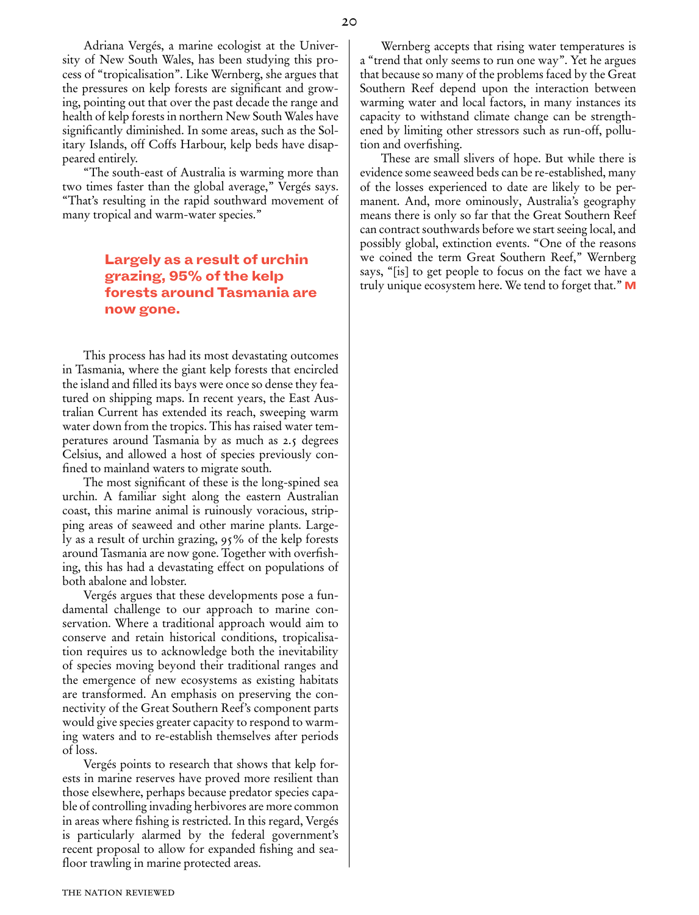Adriana Vergés, a marine ecologist at the University of New South Wales, has been studying this process of "tropicalisation". Like Wernberg, she argues that the pressures on kelp forests are significant and growing, pointing out that over the past decade the range and health of kelp forests in northern New South Wales have significantly diminished. In some areas, such as the Solitary Islands, off Coffs Harbour, kelp beds have disappeared entirely.

"The south-east of Australia is warming more than two times faster than the global average," Vergés says. "That's resulting in the rapid southward movement of many tropical and warm-water species."

**Largely as a result of urchin grazing, 95% of the kelp forests around Tasmania are now gone.**

This process has had its most devastating outcomes in Tasmania, where the giant kelp forests that encircled the island and filled its bays were once so dense they featured on shipping maps. In recent years, the East Australian Current has extended its reach, sweeping warm water down from the tropics. This has raised water temperatures around Tasmania by as much as 2.5 degrees Celsius, and allowed a host of species previously confined to mainland waters to migrate south.

The most significant of these is the long-spined sea urchin. A familiar sight along the eastern Australian coast, this marine animal is ruinously voracious, stripping areas of seaweed and other marine plants. Largely as a result of urchin grazing, 95% of the kelp forests around Tasmania are now gone. Together with overfishing, this has had a devastating effect on populations of both abalone and lobster.

Vergés argues that these developments pose a fundamental challenge to our approach to marine conservation. Where a traditional approach would aim to conserve and retain historical conditions, tropicalisation requires us to acknowledge both the inevitability of species moving beyond their traditional ranges and the emergence of new ecosystems as existing habitats are transformed. An emphasis on preserving the connectivity of the Great Southern Reef's component parts would give species greater capacity to respond to warming waters and to re-establish themselves after periods of loss.

Vergés points to research that shows that kelp forests in marine reserves have proved more resilient than those elsewhere, perhaps because predator species capable of controlling invading herbivores are more common in areas where fishing is restricted. In this regard, Vergés is particularly alarmed by the federal government's recent proposal to allow for expanded fishing and seafloor trawling in marine protected areas.

Wernberg accepts that rising water temperatures is a "trend that only seems to run one way". Yet he argues that because so many of the problems faced by the Great Southern Reef depend upon the interaction between warming water and local factors, in many instances its capacity to withstand climate change can be strengthened by limiting other stressors such as run-off, pollution and overfishing.

These are small slivers of hope. But while there is evidence some seaweed beds can be re-established, many of the losses experienced to date are likely to be permanent. And, more ominously, Australia's geography means there is only so far that the Great Southern Reef can contract southwards before we start seeing local, and possibly global, extinction events. "One of the reasons we coined the term Great Southern Reef," Wernberg says, "[is] to get people to focus on the fact we have a truly unique ecosystem here. We tend to forget that." **M**